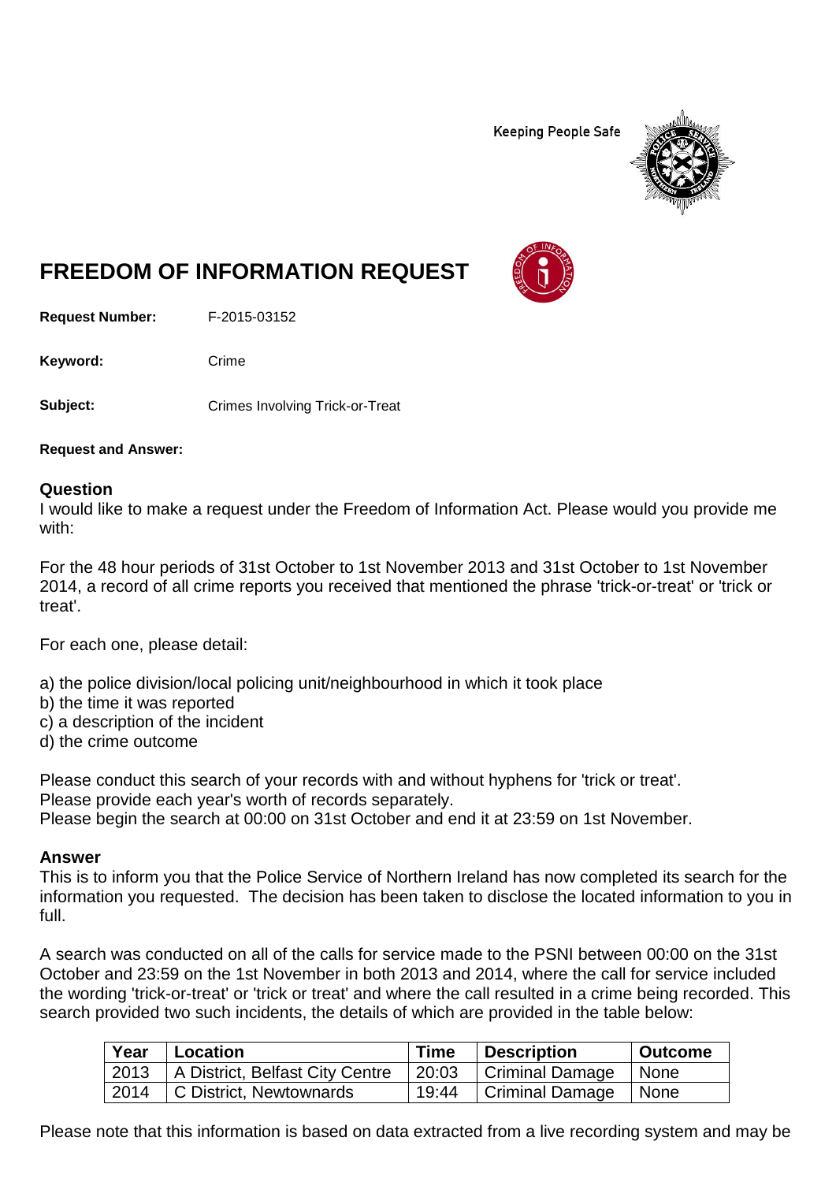Keeping People Safe

# FREEDOM OF INFORMATION REQUEST

**Request Number:** F-2015-03152

**Keyword:** Crime

**Subject:** Crimes Involving Trick-or-Treat

**Request and Answer:**

## Question

I would like to make a request under the Freedom of Information Act. Please would you provide me with:

For the 48 hour periods of 31st October to 1st November 2013 and 31st October to 1st November 2014, a record of all crime reports you received that mentioned the phrase 'trick-or-treat' or 'trick or treat'.

For each one, please detail:

a) the police division/local policing unit/neighbourhood in which it took place
b) the time it was reported
c) a description of the incident
d) the crime outcome

Please conduct this search of your records with and without hyphens for 'trick or treat'.
Please provide each year's worth of records separately.
Please begin the search at 00:00 on 31st October and end it at 23:59 on 1st November.

## Answer

This is to inform you that the Police Service of Northern Ireland has now completed its search for the information you requested. The decision has been taken to disclose the located information to you in full.

A search was conducted on all of the calls for service made to the PSNI between 00:00 on the 31st October and 23:59 on the 1st November in both 2013 and 2014, where the call for service included the wording 'trick-or-treat' or 'trick or treat' and where the call resulted in a crime being recorded. This search provided two such incidents, the details of which are provided in the table below:

| Year | Location | Time | Description | Outcome |
|---|---|---|---|---|
| 2013 | A District, Belfast City Centre | 20:03 | Criminal Damage | None |
| 2014 | C District, Newtownards | 19:44 | Criminal Damage | None |

Please note that this information is based on data extracted from a live recording system and may be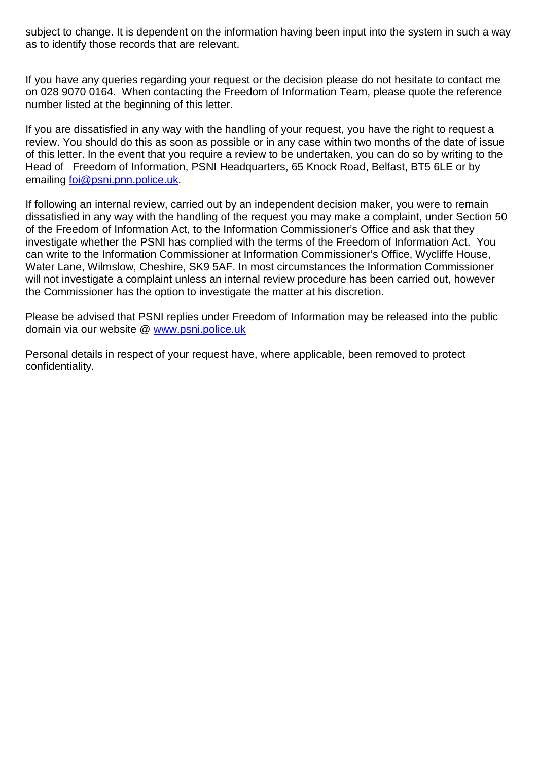subject to change. It is dependent on the information having been input into the system in such a way as to identify those records that are relevant.

If you have any queries regarding your request or the decision please do not hesitate to contact me on 028 9070 0164. When contacting the Freedom of Information Team, please quote the reference number listed at the beginning of this letter.

If you are dissatisfied in any way with the handling of your request, you have the right to request a review. You should do this as soon as possible or in any case within two months of the date of issue of this letter. In the event that you require a review to be undertaken, you can do so by writing to the Head of Freedom of Information, PSNI Headquarters, 65 Knock Road, Belfast, BT5 6LE or by emailing foi@psni.pnn.police.uk.

If following an internal review, carried out by an independent decision maker, you were to remain dissatisfied in any way with the handling of the request you may make a complaint, under Section 50 of the Freedom of Information Act, to the Information Commissioner's Office and ask that they investigate whether the PSNI has complied with the terms of the Freedom of Information Act. You can write to the Information Commissioner at Information Commissioner's Office, Wycliffe House, Water Lane, Wilmslow, Cheshire, SK9 5AF. In most circumstances the Information Commissioner will not investigate a complaint unless an internal review procedure has been carried out, however the Commissioner has the option to investigate the matter at his discretion.

Please be advised that PSNI replies under Freedom of Information may be released into the public domain via our website @ www.psni.police.uk

Personal details in respect of your request have, where applicable, been removed to protect confidentiality.